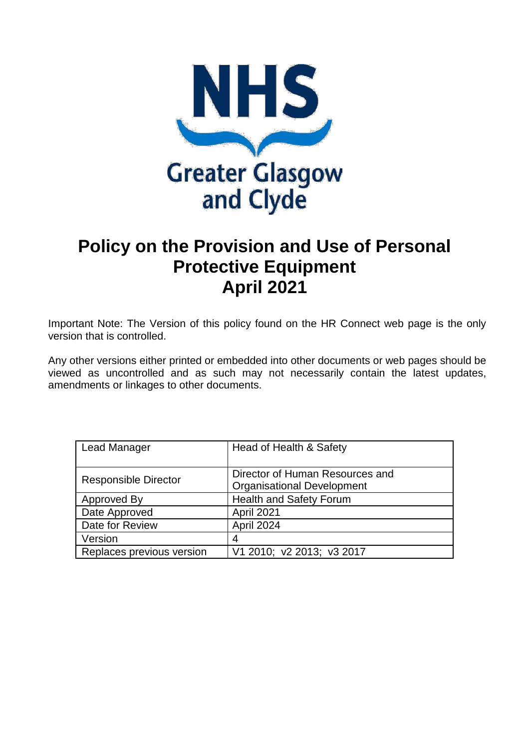NHS

Greater Glasgow and Clyde

# Policy on the Provision and Use of Personal Protective Equipment April 2021

Important Note: The Version of this policy found on the HR Connect web page is the only version that is controlled.

Any other versions either printed or embedded into other documents or web pages should be viewed as uncontrolled and as such may not necessarily contain the latest updates, amendments or linkages to other documents.

| Lead Manager | Head of Health & Safety |
|---|---|
| Responsible Director | Director of Human Resources and Organisational Development |
| Approved By | Health and Safety Forum |
| Date Approved | April 2021 |
| Date for Review | April 2024 |
| Version | 4 |
| Replaces previous version | V1 2010; v2 2013; v3 2017 |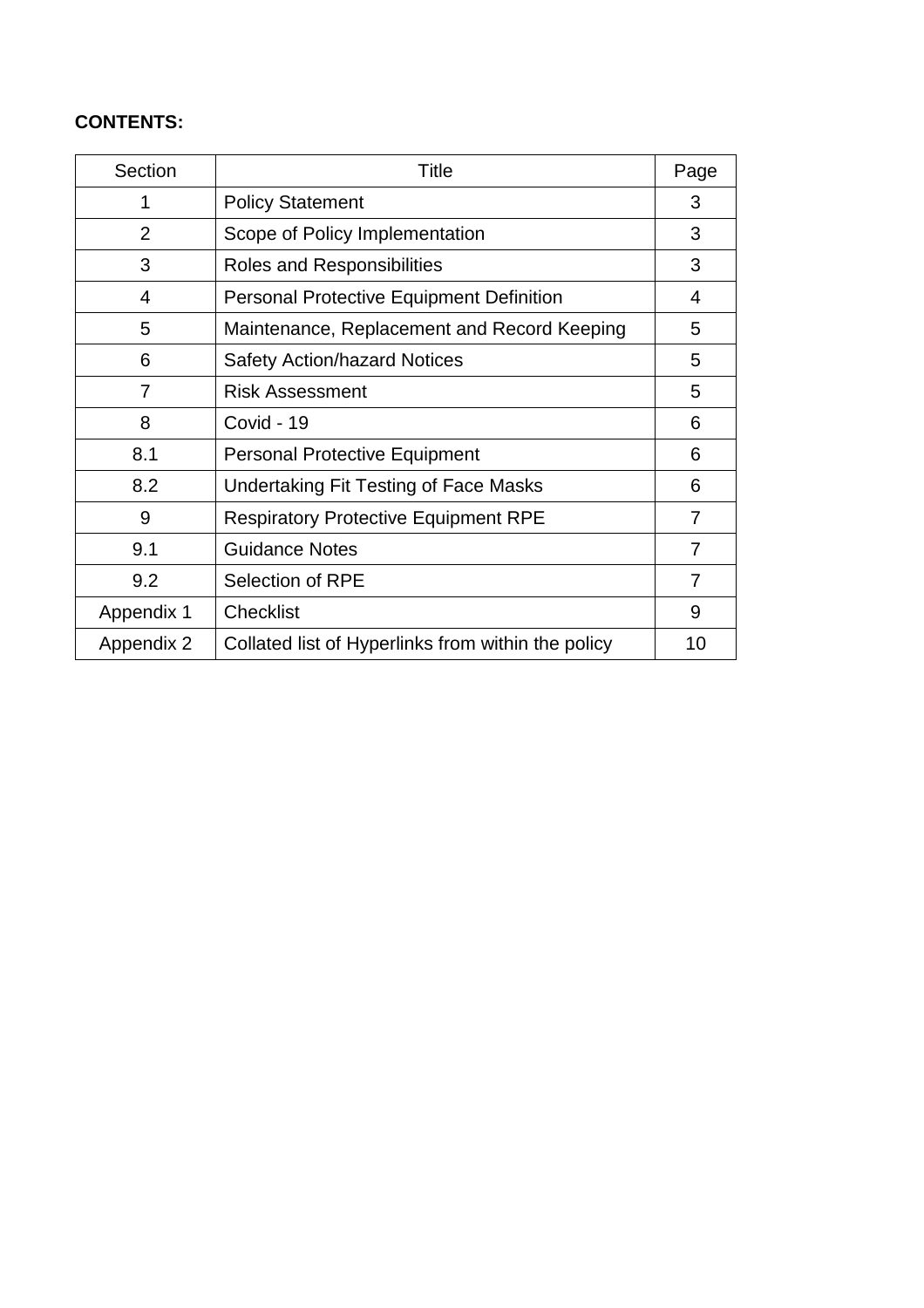**CONTENTS:**

| Section | Title | Page |
|---|---|---|
| 1 | Policy Statement | 3 |
| 2 | Scope of Policy Implementation | 3 |
| 3 | Roles and Responsibilities | 3 |
| 4 | Personal Protective Equipment Definition | 4 |
| 5 | Maintenance, Replacement and Record Keeping | 5 |
| 6 | Safety Action/hazard Notices | 5 |
| 7 | Risk Assessment | 5 |
| 8 | Covid - 19 | 6 |
| 8.1 | Personal Protective Equipment | 6 |
| 8.2 | Undertaking Fit Testing of Face Masks | 6 |
| 9 | Respiratory Protective Equipment RPE | 7 |
| 9.1 | Guidance Notes | 7 |
| 9.2 | Selection of RPE | 7 |
| Appendix 1 | Checklist | 9 |
| Appendix 2 | Collated list of Hyperlinks from within the policy | 10 |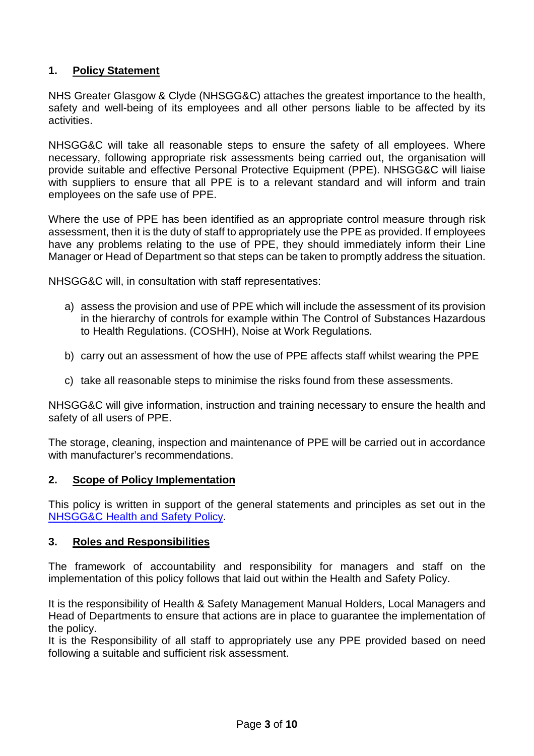## 1. Policy Statement

NHS Greater Glasgow & Clyde (NHSGG&C) attaches the greatest importance to the health, safety and well-being of its employees and all other persons liable to be affected by its activities.

NHSGG&C will take all reasonable steps to ensure the safety of all employees. Where necessary, following appropriate risk assessments being carried out, the organisation will provide suitable and effective Personal Protective Equipment (PPE). NHSGG&C will liaise with suppliers to ensure that all PPE is to a relevant standard and will inform and train employees on the safe use of PPE.

Where the use of PPE has been identified as an appropriate control measure through risk assessment, then it is the duty of staff to appropriately use the PPE as provided. If employees have any problems relating to the use of PPE, they should immediately inform their Line Manager or Head of Department so that steps can be taken to promptly address the situation.

NHSGG&C will, in consultation with staff representatives:

a) assess the provision and use of PPE which will include the assessment of its provision in the hierarchy of controls for example within The Control of Substances Hazardous to Health Regulations. (COSHH), Noise at Work Regulations.

b) carry out an assessment of how the use of PPE affects staff whilst wearing the PPE

c) take all reasonable steps to minimise the risks found from these assessments.

NHSGG&C will give information, instruction and training necessary to ensure the health and safety of all users of PPE.

The storage, cleaning, inspection and maintenance of PPE will be carried out in accordance with manufacturer's recommendations.

## 2. Scope of Policy Implementation

This policy is written in support of the general statements and principles as set out in the NHSGG&C Health and Safety Policy.

## 3. Roles and Responsibilities

The framework of accountability and responsibility for managers and staff on the implementation of this policy follows that laid out within the Health and Safety Policy.

It is the responsibility of Health & Safety Management Manual Holders, Local Managers and Head of Departments to ensure that actions are in place to guarantee the implementation of the policy.

It is the Responsibility of all staff to appropriately use any PPE provided based on need following a suitable and sufficient risk assessment.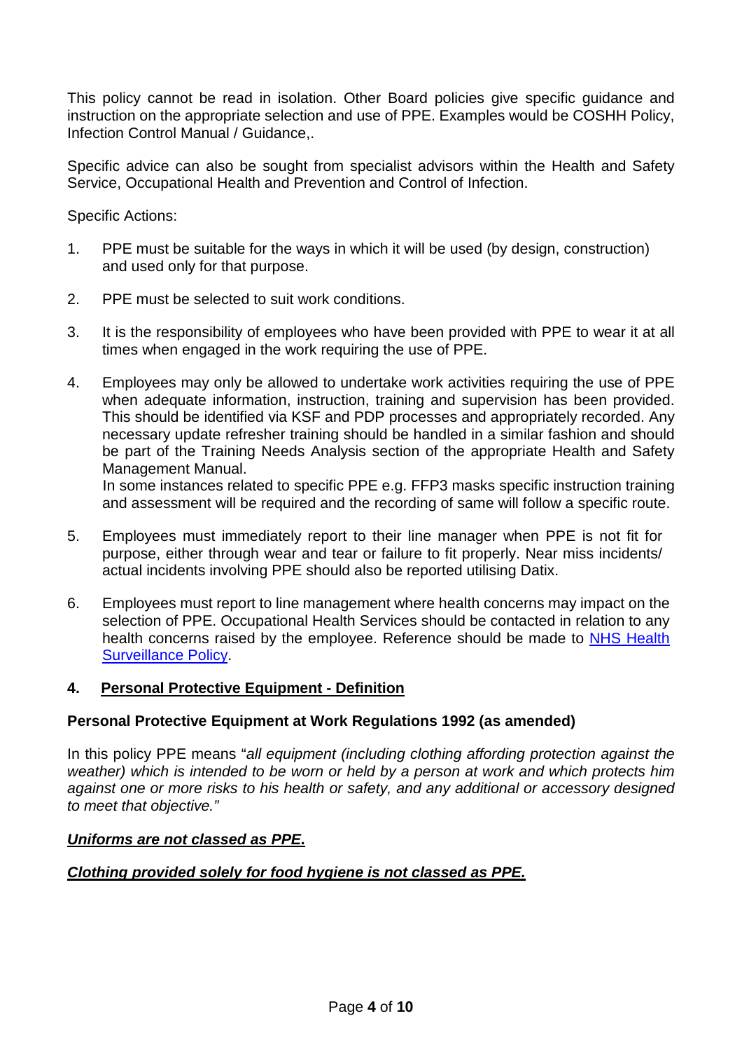This policy cannot be read in isolation. Other Board policies give specific guidance and instruction on the appropriate selection and use of PPE. Examples would be COSHH Policy, Infection Control Manual / Guidance,.

Specific advice can also be sought from specialist advisors within the Health and Safety Service, Occupational Health and Prevention and Control of Infection.

Specific Actions:

1. PPE must be suitable for the ways in which it will be used (by design, construction) and used only for that purpose.

2. PPE must be selected to suit work conditions.

3. It is the responsibility of employees who have been provided with PPE to wear it at all times when engaged in the work requiring the use of PPE.

4. Employees may only be allowed to undertake work activities requiring the use of PPE when adequate information, instruction, training and supervision has been provided. This should be identified via KSF and PDP processes and appropriately recorded. Any necessary update refresher training should be handled in a similar fashion and should be part of the Training Needs Analysis section of the appropriate Health and Safety Management Manual.
   In some instances related to specific PPE e.g. FFP3 masks specific instruction training and assessment will be required and the recording of same will follow a specific route.

5. Employees must immediately report to their line manager when PPE is not fit for purpose, either through wear and tear or failure to fit properly. Near miss incidents/ actual incidents involving PPE should also be reported utilising Datix.

6. Employees must report to line management where health concerns may impact on the selection of PPE. Occupational Health Services should be contacted in relation to any health concerns raised by the employee. Reference should be made to NHS Health Surveillance Policy.

## 4. Personal Protective Equipment - Definition

**Personal Protective Equipment at Work Regulations 1992 (as amended)**

In this policy PPE means "*all equipment (including clothing affording protection against the weather) which is intended to be worn or held by a person at work and which protects him against one or more risks to his health or safety, and any additional or accessory designed to meet that objective.*"

***Uniforms are not classed as PPE.***

***Clothing provided solely for food hygiene is not classed as PPE.***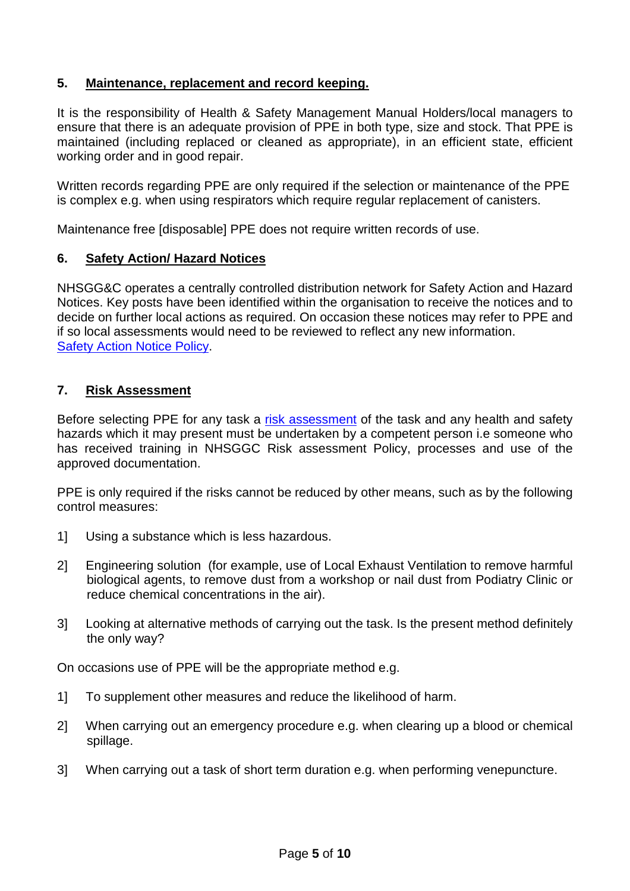## 5. Maintenance, replacement and record keeping.

It is the responsibility of Health & Safety Management Manual Holders/local managers to ensure that there is an adequate provision of PPE in both type, size and stock. That PPE is maintained (including replaced or cleaned as appropriate), in an efficient state, efficient working order and in good repair.

Written records regarding PPE are only required if the selection or maintenance of the PPE is complex e.g. when using respirators which require regular replacement of canisters.

Maintenance free [disposable] PPE does not require written records of use.

## 6. Safety Action/ Hazard Notices

NHSGG&C operates a centrally controlled distribution network for Safety Action and Hazard Notices. Key posts have been identified within the organisation to receive the notices and to decide on further local actions as required. On occasion these notices may refer to PPE and if so local assessments would need to be reviewed to reflect any new information. Safety Action Notice Policy.

## 7. Risk Assessment

Before selecting PPE for any task a risk assessment of the task and any health and safety hazards which it may present must be undertaken by a competent person i.e someone who has received training in NHSGGC Risk assessment Policy, processes and use of the approved documentation.

PPE is only required if the risks cannot be reduced by other means, such as by the following control measures:

1] Using a substance which is less hazardous.

2] Engineering solution (for example, use of Local Exhaust Ventilation to remove harmful biological agents, to remove dust from a workshop or nail dust from Podiatry Clinic or reduce chemical concentrations in the air).

3] Looking at alternative methods of carrying out the task. Is the present method definitely the only way?

On occasions use of PPE will be the appropriate method e.g.

1] To supplement other measures and reduce the likelihood of harm.

2] When carrying out an emergency procedure e.g. when clearing up a blood or chemical spillage.

3] When carrying out a task of short term duration e.g. when performing venepuncture.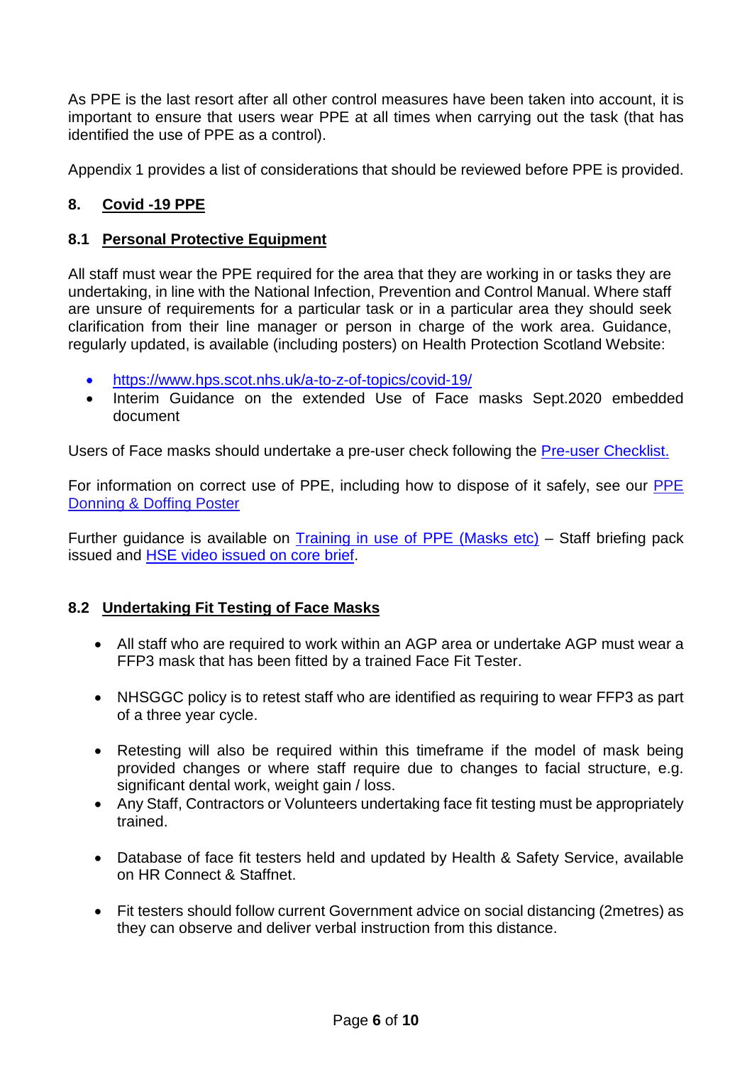As PPE is the last resort after all other control measures have been taken into account, it is important to ensure that users wear PPE at all times when carrying out the task (that has identified the use of PPE as a control).

Appendix 1 provides a list of considerations that should be reviewed before PPE is provided.

## 8. Covid -19 PPE

### 8.1 Personal Protective Equipment

All staff must wear the PPE required for the area that they are working in or tasks they are undertaking, in line with the National Infection, Prevention and Control Manual. Where staff are unsure of requirements for a particular task or in a particular area they should seek clarification from their line manager or person in charge of the work area. Guidance, regularly updated, is available (including posters) on Health Protection Scotland Website:

- https://www.hps.scot.nhs.uk/a-to-z-of-topics/covid-19/
- Interim Guidance on the extended Use of Face masks Sept.2020 embedded document

Users of Face masks should undertake a pre-user check following the Pre-user Checklist.

For information on correct use of PPE, including how to dispose of it safely, see our PPE Donning & Doffing Poster

Further guidance is available on Training in use of PPE (Masks etc) – Staff briefing pack issued and HSE video issued on core brief.

### 8.2 Undertaking Fit Testing of Face Masks

- All staff who are required to work within an AGP area or undertake AGP must wear a FFP3 mask that has been fitted by a trained Face Fit Tester.
- NHSGGC policy is to retest staff who are identified as requiring to wear FFP3 as part of a three year cycle.
- Retesting will also be required within this timeframe if the model of mask being provided changes or where staff require due to changes to facial structure, e.g. significant dental work, weight gain / loss.
- Any Staff, Contractors or Volunteers undertaking face fit testing must be appropriately trained.
- Database of face fit testers held and updated by Health & Safety Service, available on HR Connect & Staffnet.
- Fit testers should follow current Government advice on social distancing (2metres) as they can observe and deliver verbal instruction from this distance.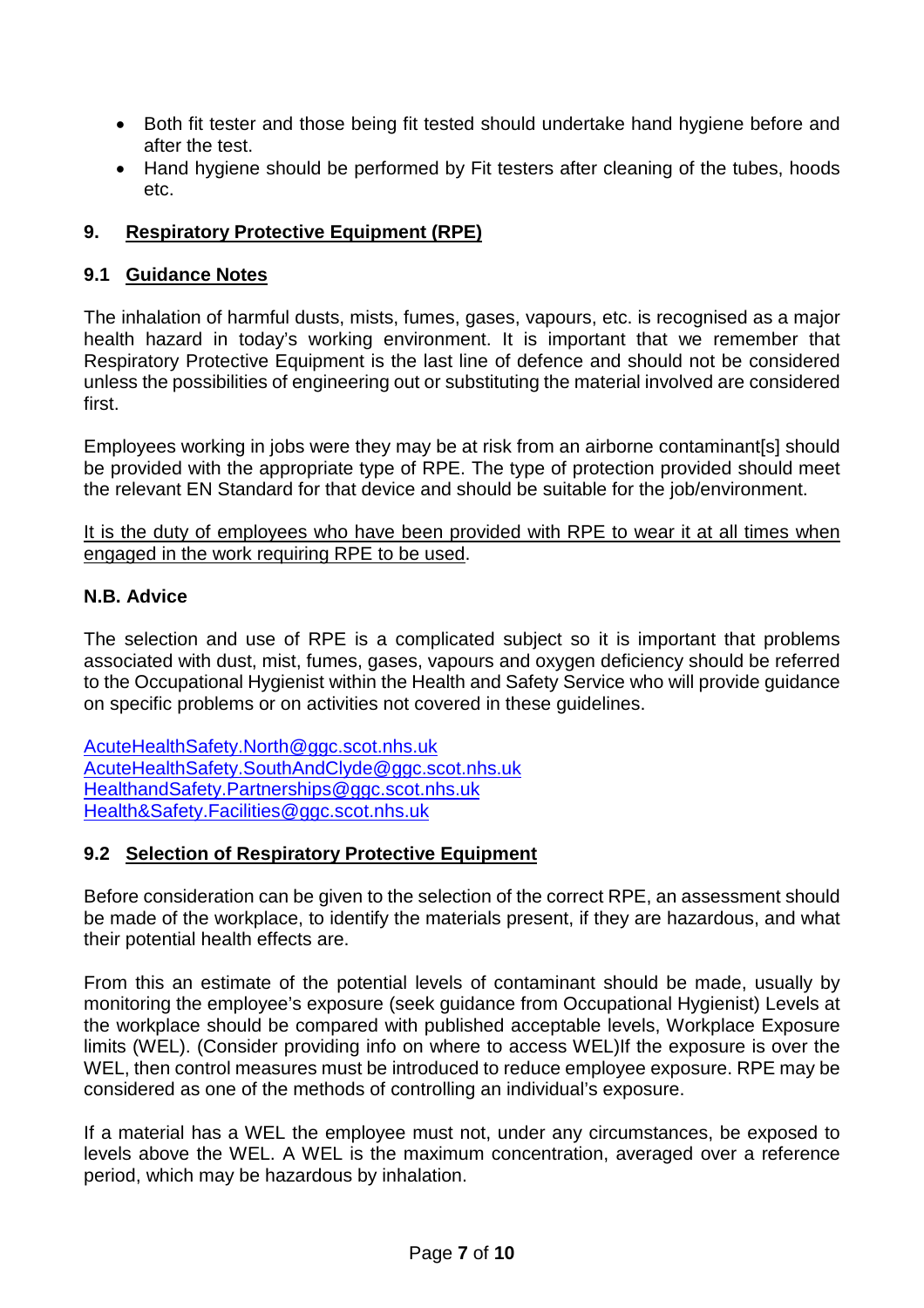- Both fit tester and those being fit tested should undertake hand hygiene before and after the test.
- Hand hygiene should be performed by Fit testers after cleaning of the tubes, hoods etc.

## 9. Respiratory Protective Equipment (RPE)

### 9.1 Guidance Notes

The inhalation of harmful dusts, mists, fumes, gases, vapours, etc. is recognised as a major health hazard in today's working environment. It is important that we remember that Respiratory Protective Equipment is the last line of defence and should not be considered unless the possibilities of engineering out or substituting the material involved are considered first.

Employees working in jobs were they may be at risk from an airborne contaminant[s] should be provided with the appropriate type of RPE. The type of protection provided should meet the relevant EN Standard for that device and should be suitable for the job/environment.

It is the duty of employees who have been provided with RPE to wear it at all times when engaged in the work requiring RPE to be used.

**N.B. Advice**

The selection and use of RPE is a complicated subject so it is important that problems associated with dust, mist, fumes, gases, vapours and oxygen deficiency should be referred to the Occupational Hygienist within the Health and Safety Service who will provide guidance on specific problems or on activities not covered in these guidelines.

AcuteHealthSafety.North@ggc.scot.nhs.uk
AcuteHealthSafety.SouthAndClyde@ggc.scot.nhs.uk
HealthandSafety.Partnerships@ggc.scot.nhs.uk
Health&Safety.Facilities@ggc.scot.nhs.uk

### 9.2 Selection of Respiratory Protective Equipment

Before consideration can be given to the selection of the correct RPE, an assessment should be made of the workplace, to identify the materials present, if they are hazardous, and what their potential health effects are.

From this an estimate of the potential levels of contaminant should be made, usually by monitoring the employee's exposure (seek guidance from Occupational Hygienist) Levels at the workplace should be compared with published acceptable levels, Workplace Exposure limits (WEL). (Consider providing info on where to access WEL)If the exposure is over the WEL, then control measures must be introduced to reduce employee exposure. RPE may be considered as one of the methods of controlling an individual's exposure.

If a material has a WEL the employee must not, under any circumstances, be exposed to levels above the WEL. A WEL is the maximum concentration, averaged over a reference period, which may be hazardous by inhalation.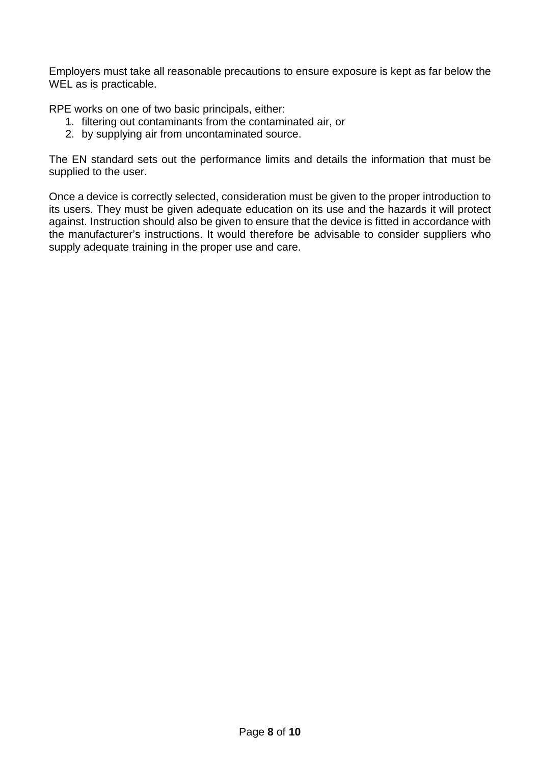Employers must take all reasonable precautions to ensure exposure is kept as far below the WEL as is practicable.

RPE works on one of two basic principals, either:

1. filtering out contaminants from the contaminated air, or
2. by supplying air from uncontaminated source.

The EN standard sets out the performance limits and details the information that must be supplied to the user.

Once a device is correctly selected, consideration must be given to the proper introduction to its users. They must be given adequate education on its use and the hazards it will protect against. Instruction should also be given to ensure that the device is fitted in accordance with the manufacturer's instructions. It would therefore be advisable to consider suppliers who supply adequate training in the proper use and care.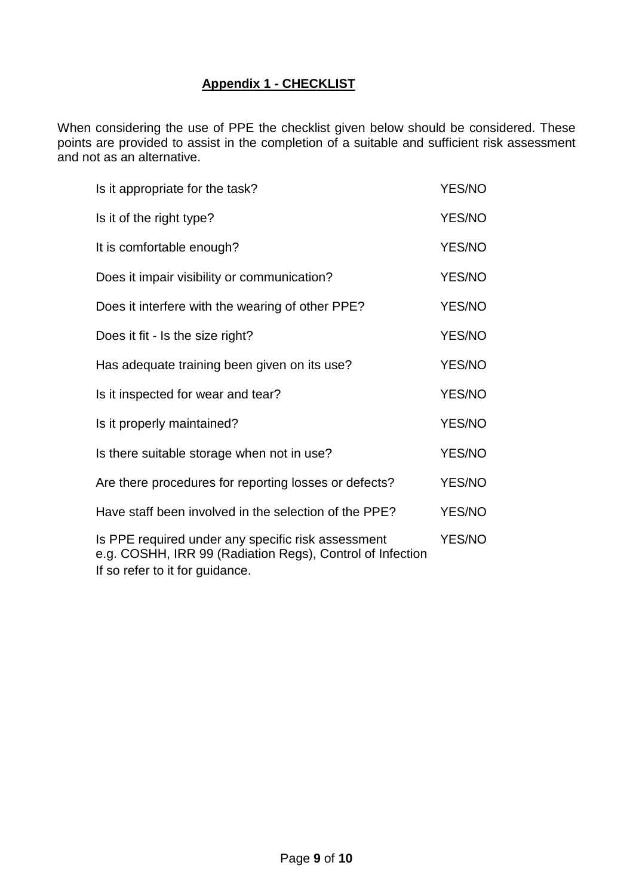## Appendix 1 - CHECKLIST

When considering the use of PPE the checklist given below should be considered. These points are provided to assist in the completion of a suitable and sufficient risk assessment and not as an alternative.

| | |
|---|---|
| Is it appropriate for the task? | YES/NO |
| Is it of the right type? | YES/NO |
| It is comfortable enough? | YES/NO |
| Does it impair visibility or communication? | YES/NO |
| Does it interfere with the wearing of other PPE? | YES/NO |
| Does it fit - Is the size right? | YES/NO |
| Has adequate training been given on its use? | YES/NO |
| Is it inspected for wear and tear? | YES/NO |
| Is it properly maintained? | YES/NO |
| Is there suitable storage when not in use? | YES/NO |
| Are there procedures for reporting losses or defects? | YES/NO |
| Have staff been involved in the selection of the PPE? | YES/NO |
| Is PPE required under any specific risk assessment e.g. COSHH, IRR 99 (Radiation Regs), Control of Infection If so refer to it for guidance. | YES/NO |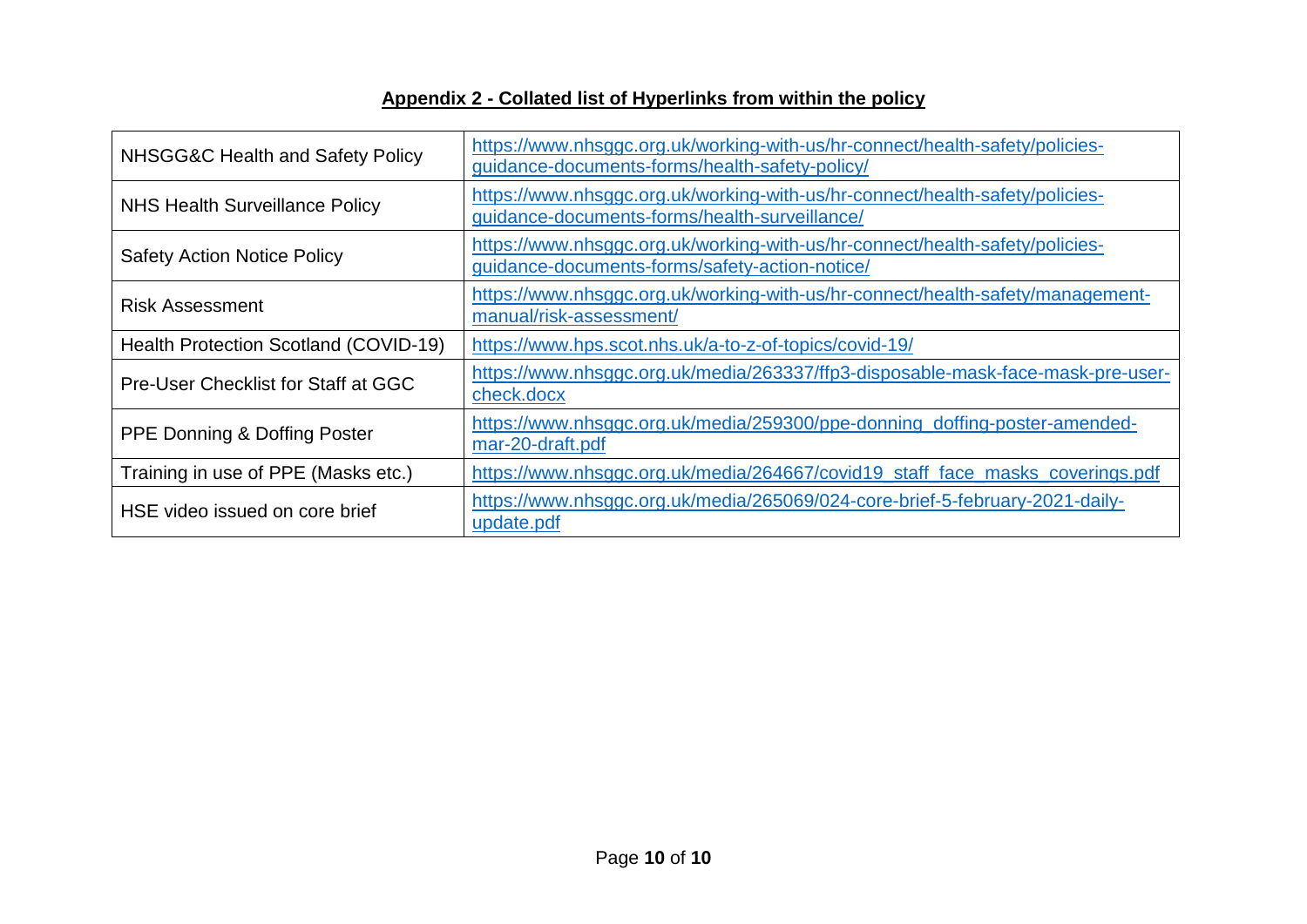## Appendix 2 - Collated list of Hyperlinks from within the policy

| | |
|---|---|
| NHSGG&C Health and Safety Policy | https://www.nhsggc.org.uk/working-with-us/hr-connect/health-safety/policies-guidance-documents-forms/health-safety-policy/ |
| NHS Health Surveillance Policy | https://www.nhsggc.org.uk/working-with-us/hr-connect/health-safety/policies-guidance-documents-forms/health-surveillance/ |
| Safety Action Notice Policy | https://www.nhsggc.org.uk/working-with-us/hr-connect/health-safety/policies-guidance-documents-forms/safety-action-notice/ |
| Risk Assessment | https://www.nhsggc.org.uk/working-with-us/hr-connect/health-safety/management-manual/risk-assessment/ |
| Health Protection Scotland (COVID-19) | https://www.hps.scot.nhs.uk/a-to-z-of-topics/covid-19/ |
| Pre-User Checklist for Staff at GGC | https://www.nhsggc.org.uk/media/263337/ffp3-disposable-mask-face-mask-pre-user-check.docx |
| PPE Donning & Doffing Poster | https://www.nhsggc.org.uk/media/259300/ppe-donning_doffing-poster-amended-mar-20-draft.pdf |
| Training in use of PPE (Masks etc.) | https://www.nhsggc.org.uk/media/264667/covid19_staff_face_masks_coverings.pdf |
| HSE video issued on core brief | https://www.nhsggc.org.uk/media/265069/024-core-brief-5-february-2021-daily-update.pdf |